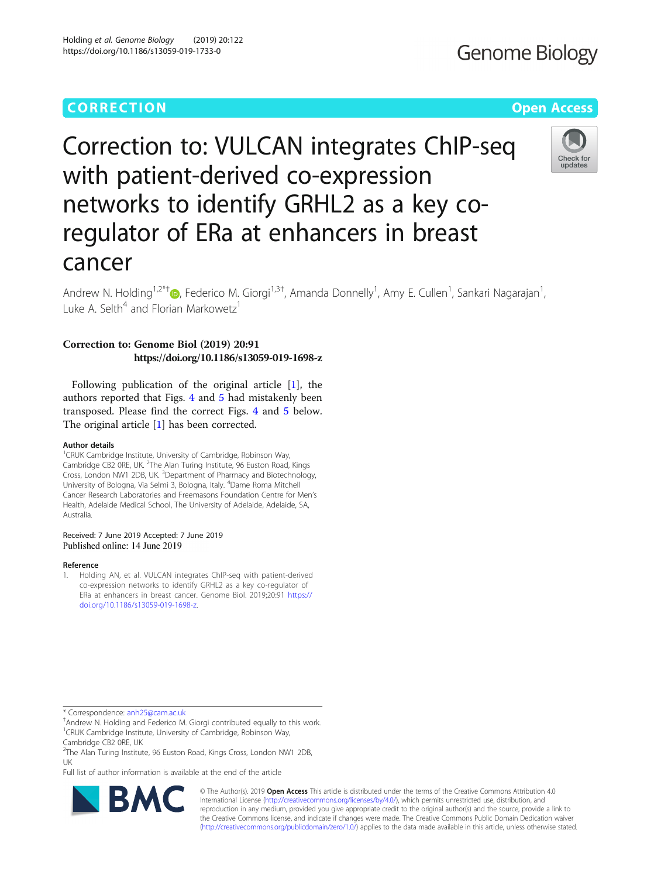CORRECTION

Open Access

# Correction to: VULCAN integrates ChIP-seq with patient-derived co-expression networks to identify GRHL2 as a key co-regulator of ERa at enhancers in breast cancer

Andrew N. Holding[1,2*†], Federico M. Giorgi[1,3†], Amanda Donnelly[1], Amy E. Cullen[1], Sankari Nagarajan[1], Luke A. Selth[4] and Florian Markowetz[1]

**Correction to: Genome Biol (2019) 20:91 https://doi.org/10.1186/s13059-019-1698-z**

Following publication of the original article [1], the authors reported that Figs. 4 and 5 had mistakenly been transposed. Please find the correct Figs. 4 and 5 below. The original article [1] has been corrected.

### Author details

[1]CRUK Cambridge Institute, University of Cambridge, Robinson Way, Cambridge CB2 0RE, UK. [2]The Alan Turing Institute, 96 Euston Road, Kings Cross, London NW1 2DB, UK. [3]Department of Pharmacy and Biotechnology, University of Bologna, Via Selmi 3, Bologna, Italy. [4]Dame Roma Mitchell Cancer Research Laboratories and Freemasons Foundation Centre for Men's Health, Adelaide Medical School, The University of Adelaide, Adelaide, SA, Australia.

Received: 7 June 2019 Accepted: 7 June 2019
Published online: 14 June 2019

### Reference

1. Holding AN, et al. VULCAN integrates ChIP-seq with patient-derived co-expression networks to identify GRHL2 as a key co-regulator of ERa at enhancers in breast cancer. Genome Biol. 2019;20:91 https://doi.org/10.1186/s13059-019-1698-z.

\* Correspondence: anh25@cam.ac.uk

†Andrew N. Holding and Federico M. Giorgi contributed equally to this work.

[1]CRUK Cambridge Institute, University of Cambridge, Robinson Way, Cambridge CB2 0RE, UK

[2]The Alan Turing Institute, 96 Euston Road, Kings Cross, London NW1 2DB, UK

Full list of author information is available at the end of the article

© The Author(s). 2019 **Open Access** This article is distributed under the terms of the Creative Commons Attribution 4.0 International License (http://creativecommons.org/licenses/by/4.0/), which permits unrestricted use, distribution, and reproduction in any medium, provided you give appropriate credit to the original author(s) and the source, provide a link to the Creative Commons license, and indicate if changes were made. The Creative Commons Public Domain Dedication waiver (http://creativecommons.org/publicdomain/zero/1.0/) applies to the data made available in this article, unless otherwise stated.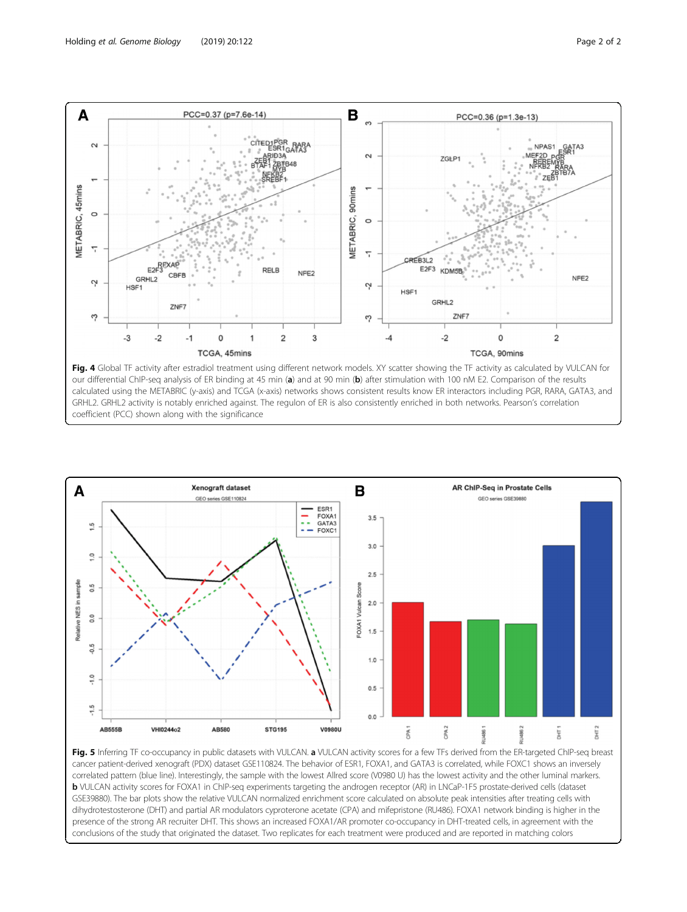A

PCC=0.37 (p=7.6e-14)

METABRIC, 45mins

TCGA, 45mins

CITED1 PGR RARA ESR1 GATA3 ARID3A ZEB1 BTAF1 ZBTB48 MYB NFKB2 SREBF1

RFXAP E2F3 GRHL2 CBFB HSF1 RELB NFE2 ZNF7

B

PCC=0.36 (p=1.3e-13)

METABRIC, 90mins

TCGA, 90mins

ZGLP1 NPAS1 GATA3 ESR1 MEF2D PGR RERE MYB NFKB2 RARA ZBTB7A ZEB1

CREB3L2 E2F3 KDM5B HSF1 GRHL2 ZNF7 NFE2

**Fig. 4** Global TF activity after estradiol treatment using different network models. XY scatter showing the TF activity as calculated by VULCAN for our differential ChIP-seq analysis of ER binding at 45 min (**a**) and at 90 min (**b**) after stimulation with 100 nM E2. Comparison of the results calculated using the METABRIC (y-axis) and TCGA (x-axis) networks shows consistent results know ER interactors including PGR, RARA, GATA3, and GRHL2. GRHL2 activity is notably enriched against. The regulon of ER is also consistently enriched in both networks. Pearson's correlation coefficient (PCC) shown along with the significance

A

Xenograft dataset

GEO series GSE110824

Relative NES in sample

ESR1 FOXA1 GATA3 FOXC1

AB555B VHI0244o2 AB580 STG195 V0980U

B

AR ChIP-Seq in Prostate Cells

GEO series GSE39880

FOXA1 Vulcan Score

CPA 1 CPA 2 RU486 1 RU486 2 DHT 1 DHT 2

**Fig. 5** Inferring TF co-occupancy in public datasets with VULCAN. **a** VULCAN activity scores for a few TFs derived from the ER-targeted ChIP-seq breast cancer patient-derived xenograft (PDX) dataset GSE110824. The behavior of ESR1, FOXA1, and GATA3 is correlated, while FOXC1 shows an inversely correlated pattern (blue line). Interestingly, the sample with the lowest Allred score (V0980 U) has the lowest activity and the other luminal markers. **b** VULCAN activity scores for FOXA1 in ChIP-seq experiments targeting the androgen receptor (AR) in LNCaP-1F5 prostate-derived cells (dataset GSE39880). The bar plots show the relative VULCAN normalized enrichment score calculated on absolute peak intensities after treating cells with dihydrotestosterone (DHT) and partial AR modulators cyproterone acetate (CPA) and mifepristone (RU486). FOXA1 network binding is higher in the presence of the strong AR recruiter DHT. This shows an increased FOXA1/AR promoter co-occupancy in DHT-treated cells, in agreement with the conclusions of the study that originated the dataset. Two replicates for each treatment were produced and are reported in matching colors